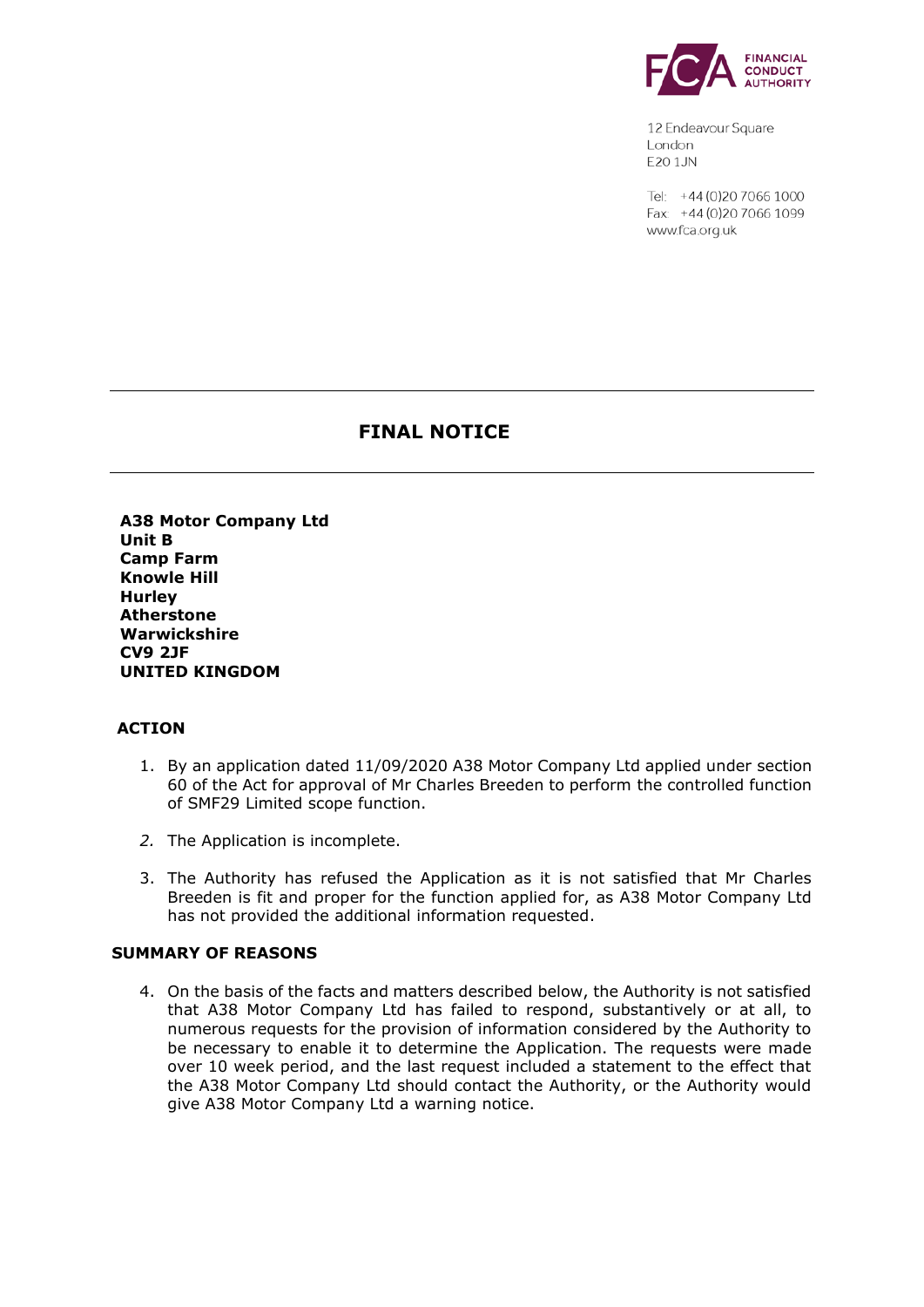12 Endeavour Square
London
E20 1JN

Tel: +44 (0)20 7066 1000
Fax: +44 (0)20 7066 1099
www.fca.org.uk

# FINAL NOTICE

**A38 Motor Company Ltd**
**Unit B**
**Camp Farm**
**Knowle Hill**
**Hurley**
**Atherstone**
**Warwickshire**
**CV9 2JF**
**UNITED KINGDOM**

## ACTION

1. By an application dated 11/09/2020 A38 Motor Company Ltd applied under section 60 of the Act for approval of Mr Charles Breeden to perform the controlled function of SMF29 Limited scope function.

2. The Application is incomplete.

3. The Authority has refused the Application as it is not satisfied that Mr Charles Breeden is fit and proper for the function applied for, as A38 Motor Company Ltd has not provided the additional information requested.

## SUMMARY OF REASONS

4. On the basis of the facts and matters described below, the Authority is not satisfied that A38 Motor Company Ltd has failed to respond, substantively or at all, to numerous requests for the provision of information considered by the Authority to be necessary to enable it to determine the Application. The requests were made over 10 week period, and the last request included a statement to the effect that the A38 Motor Company Ltd should contact the Authority, or the Authority would give A38 Motor Company Ltd a warning notice.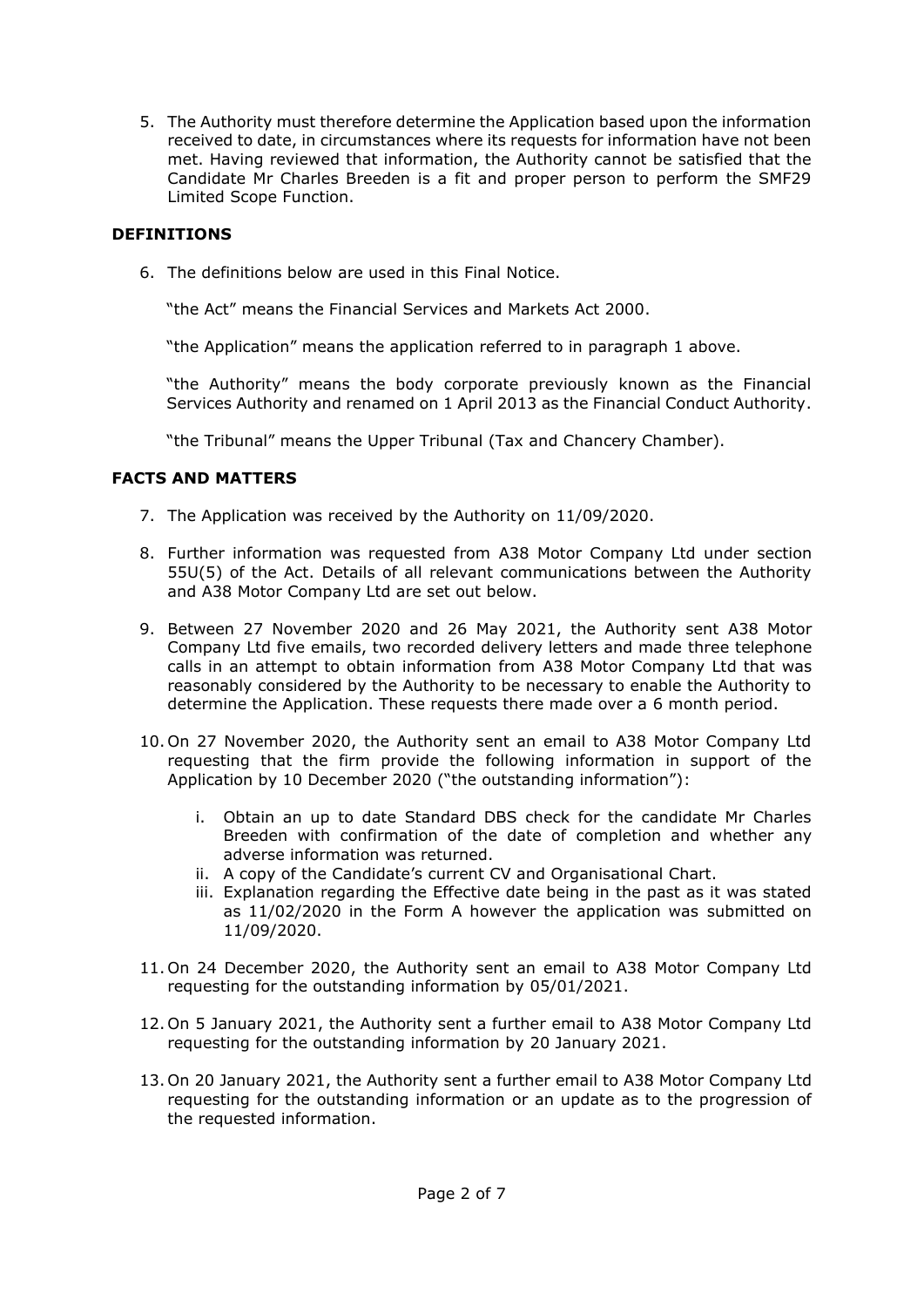5. The Authority must therefore determine the Application based upon the information received to date, in circumstances where its requests for information have not been met. Having reviewed that information, the Authority cannot be satisfied that the Candidate Mr Charles Breeden is a fit and proper person to perform the SMF29 Limited Scope Function.

## DEFINITIONS

6. The definitions below are used in this Final Notice.

   "the Act" means the Financial Services and Markets Act 2000.

   "the Application" means the application referred to in paragraph 1 above.

   "the Authority" means the body corporate previously known as the Financial Services Authority and renamed on 1 April 2013 as the Financial Conduct Authority.

   "the Tribunal" means the Upper Tribunal (Tax and Chancery Chamber).

## FACTS AND MATTERS

7. The Application was received by the Authority on 11/09/2020.

8. Further information was requested from A38 Motor Company Ltd under section 55U(5) of the Act. Details of all relevant communications between the Authority and A38 Motor Company Ltd are set out below.

9. Between 27 November 2020 and 26 May 2021, the Authority sent A38 Motor Company Ltd five emails, two recorded delivery letters and made three telephone calls in an attempt to obtain information from A38 Motor Company Ltd that was reasonably considered by the Authority to be necessary to enable the Authority to determine the Application. These requests there made over a 6 month period.

10. On 27 November 2020, the Authority sent an email to A38 Motor Company Ltd requesting that the firm provide the following information in support of the Application by 10 December 2020 ("the outstanding information"):

    i. Obtain an up to date Standard DBS check for the candidate Mr Charles Breeden with confirmation of the date of completion and whether any adverse information was returned.
    ii. A copy of the Candidate's current CV and Organisational Chart.
    iii. Explanation regarding the Effective date being in the past as it was stated as 11/02/2020 in the Form A however the application was submitted on 11/09/2020.

11. On 24 December 2020, the Authority sent an email to A38 Motor Company Ltd requesting for the outstanding information by 05/01/2021.

12. On 5 January 2021, the Authority sent a further email to A38 Motor Company Ltd requesting for the outstanding information by 20 January 2021.

13. On 20 January 2021, the Authority sent a further email to A38 Motor Company Ltd requesting for the outstanding information or an update as to the progression of the requested information.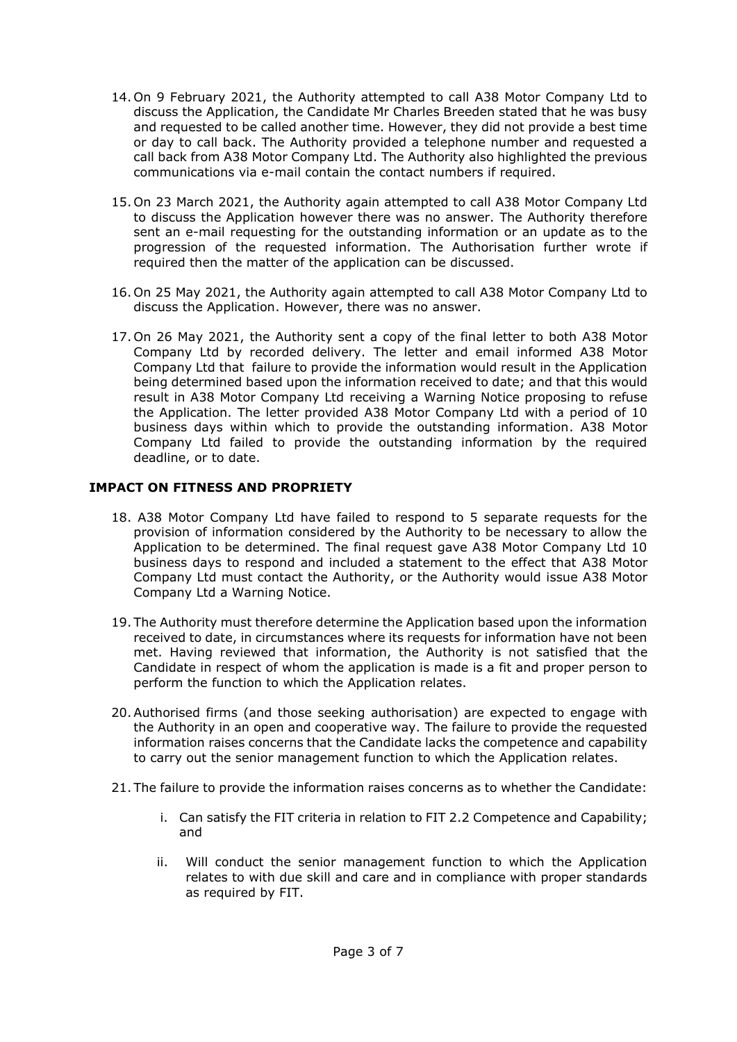14. On 9 February 2021, the Authority attempted to call A38 Motor Company Ltd to discuss the Application, the Candidate Mr Charles Breeden stated that he was busy and requested to be called another time. However, they did not provide a best time or day to call back. The Authority provided a telephone number and requested a call back from A38 Motor Company Ltd. The Authority also highlighted the previous communications via e-mail contain the contact numbers if required.

15. On 23 March 2021, the Authority again attempted to call A38 Motor Company Ltd to discuss the Application however there was no answer. The Authority therefore sent an e-mail requesting for the outstanding information or an update as to the progression of the requested information. The Authorisation further wrote if required then the matter of the application can be discussed.

16. On 25 May 2021, the Authority again attempted to call A38 Motor Company Ltd to discuss the Application. However, there was no answer.

17. On 26 May 2021, the Authority sent a copy of the final letter to both A38 Motor Company Ltd by recorded delivery. The letter and email informed A38 Motor Company Ltd that failure to provide the information would result in the Application being determined based upon the information received to date; and that this would result in A38 Motor Company Ltd receiving a Warning Notice proposing to refuse the Application. The letter provided A38 Motor Company Ltd with a period of 10 business days within which to provide the outstanding information. A38 Motor Company Ltd failed to provide the outstanding information by the required deadline, or to date.

## IMPACT ON FITNESS AND PROPRIETY

18. A38 Motor Company Ltd have failed to respond to 5 separate requests for the provision of information considered by the Authority to be necessary to allow the Application to be determined. The final request gave A38 Motor Company Ltd 10 business days to respond and included a statement to the effect that A38 Motor Company Ltd must contact the Authority, or the Authority would issue A38 Motor Company Ltd a Warning Notice.

19. The Authority must therefore determine the Application based upon the information received to date, in circumstances where its requests for information have not been met. Having reviewed that information, the Authority is not satisfied that the Candidate in respect of whom the application is made is a fit and proper person to perform the function to which the Application relates.

20. Authorised firms (and those seeking authorisation) are expected to engage with the Authority in an open and cooperative way. The failure to provide the requested information raises concerns that the Candidate lacks the competence and capability to carry out the senior management function to which the Application relates.

21. The failure to provide the information raises concerns as to whether the Candidate:

    i. Can satisfy the FIT criteria in relation to FIT 2.2 Competence and Capability; and

    ii. Will conduct the senior management function to which the Application relates to with due skill and care and in compliance with proper standards as required by FIT.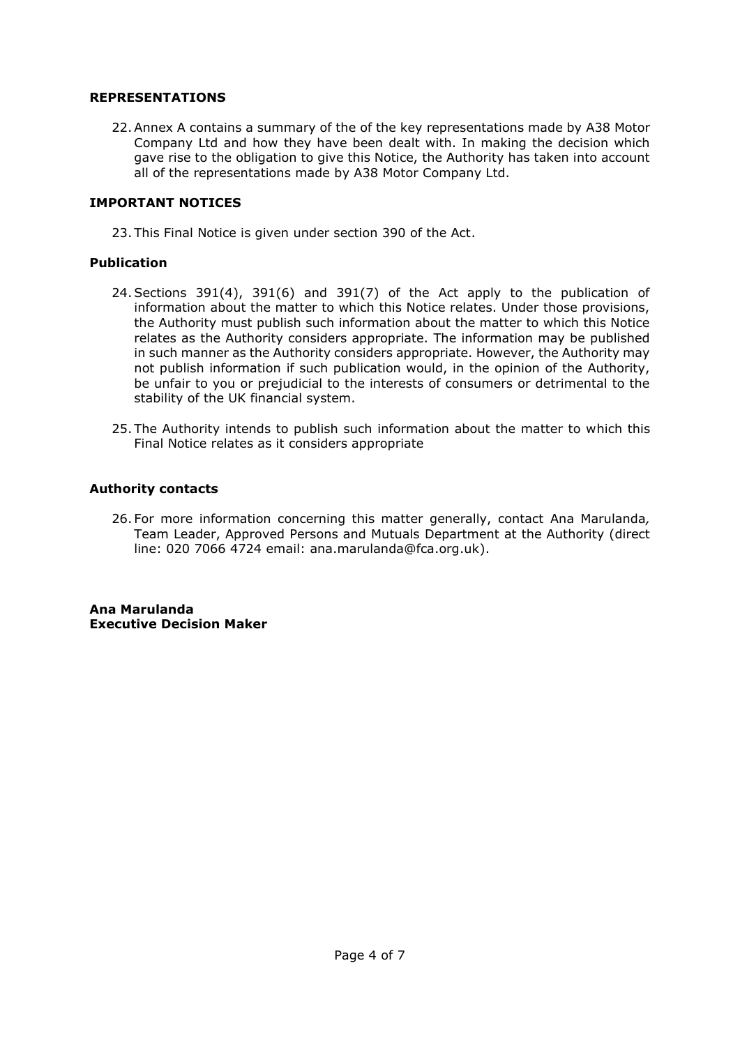## REPRESENTATIONS

22. Annex A contains a summary of the of the key representations made by A38 Motor Company Ltd and how they have been dealt with. In making the decision which gave rise to the obligation to give this Notice, the Authority has taken into account all of the representations made by A38 Motor Company Ltd.

## IMPORTANT NOTICES

23. This Final Notice is given under section 390 of the Act.

### Publication

24. Sections 391(4), 391(6) and 391(7) of the Act apply to the publication of information about the matter to which this Notice relates. Under those provisions, the Authority must publish such information about the matter to which this Notice relates as the Authority considers appropriate. The information may be published in such manner as the Authority considers appropriate. However, the Authority may not publish information if such publication would, in the opinion of the Authority, be unfair to you or prejudicial to the interests of consumers or detrimental to the stability of the UK financial system.

25. The Authority intends to publish such information about the matter to which this Final Notice relates as it considers appropriate

### Authority contacts

26. For more information concerning this matter generally, contact Ana Marulanda*,* Team Leader, Approved Persons and Mutuals Department at the Authority (direct line: 020 7066 4724 email: ana.marulanda@fca.org.uk).

**Ana Marulanda**
**Executive Decision Maker**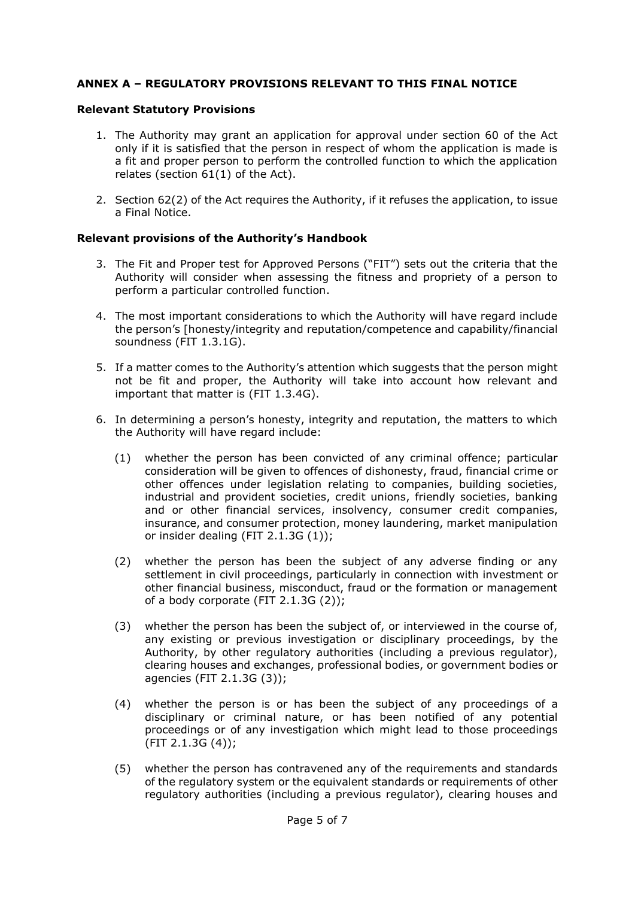**ANNEX A – REGULATORY PROVISIONS RELEVANT TO THIS FINAL NOTICE**

**Relevant Statutory Provisions**

1. The Authority may grant an application for approval under section 60 of the Act only if it is satisfied that the person in respect of whom the application is made is a fit and proper person to perform the controlled function to which the application relates (section 61(1) of the Act).

2. Section 62(2) of the Act requires the Authority, if it refuses the application, to issue a Final Notice.

**Relevant provisions of the Authority's Handbook**

3. The Fit and Proper test for Approved Persons ("FIT") sets out the criteria that the Authority will consider when assessing the fitness and propriety of a person to perform a particular controlled function.

4. The most important considerations to which the Authority will have regard include the person's [honesty/integrity and reputation/competence and capability/financial soundness (FIT 1.3.1G).

5. If a matter comes to the Authority's attention which suggests that the person might not be fit and proper, the Authority will take into account how relevant and important that matter is (FIT 1.3.4G).

6. In determining a person's honesty, integrity and reputation, the matters to which the Authority will have regard include:

   (1) whether the person has been convicted of any criminal offence; particular consideration will be given to offences of dishonesty, fraud, financial crime or other offences under legislation relating to companies, building societies, industrial and provident societies, credit unions, friendly societies, banking and or other financial services, insolvency, consumer credit companies, insurance, and consumer protection, money laundering, market manipulation or insider dealing (FIT 2.1.3G (1));

   (2) whether the person has been the subject of any adverse finding or any settlement in civil proceedings, particularly in connection with investment or other financial business, misconduct, fraud or the formation or management of a body corporate (FIT 2.1.3G (2));

   (3) whether the person has been the subject of, or interviewed in the course of, any existing or previous investigation or disciplinary proceedings, by the Authority, by other regulatory authorities (including a previous regulator), clearing houses and exchanges, professional bodies, or government bodies or agencies (FIT 2.1.3G (3));

   (4) whether the person is or has been the subject of any proceedings of a disciplinary or criminal nature, or has been notified of any potential proceedings or of any investigation which might lead to those proceedings (FIT 2.1.3G (4));

   (5) whether the person has contravened any of the requirements and standards of the regulatory system or the equivalent standards or requirements of other regulatory authorities (including a previous regulator), clearing houses and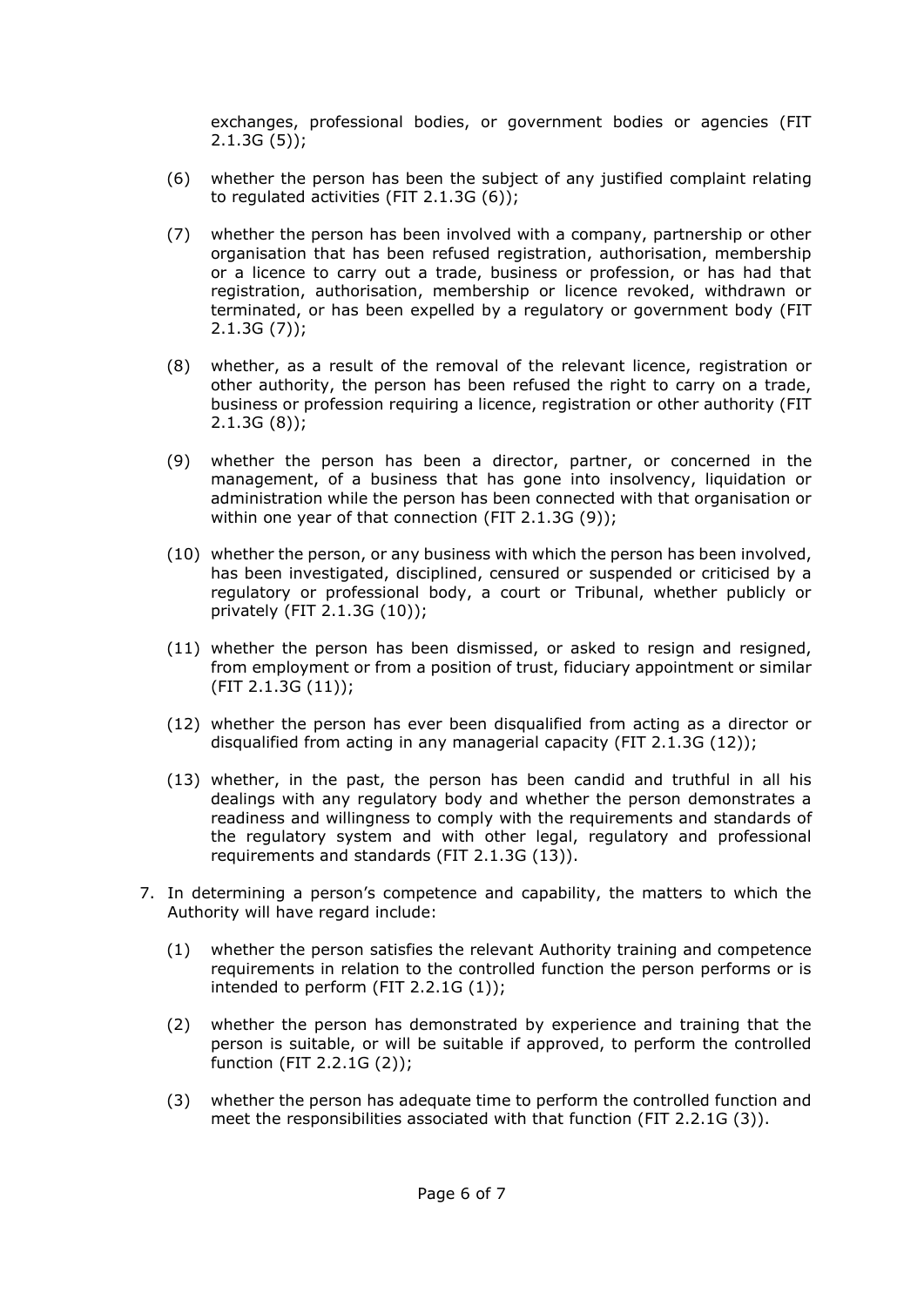exchanges, professional bodies, or government bodies or agencies (FIT 2.1.3G (5));

(6) whether the person has been the subject of any justified complaint relating to regulated activities (FIT 2.1.3G (6));

(7) whether the person has been involved with a company, partnership or other organisation that has been refused registration, authorisation, membership or a licence to carry out a trade, business or profession, or has had that registration, authorisation, membership or licence revoked, withdrawn or terminated, or has been expelled by a regulatory or government body (FIT 2.1.3G (7));

(8) whether, as a result of the removal of the relevant licence, registration or other authority, the person has been refused the right to carry on a trade, business or profession requiring a licence, registration or other authority (FIT 2.1.3G (8));

(9) whether the person has been a director, partner, or concerned in the management, of a business that has gone into insolvency, liquidation or administration while the person has been connected with that organisation or within one year of that connection (FIT 2.1.3G (9));

(10) whether the person, or any business with which the person has been involved, has been investigated, disciplined, censured or suspended or criticised by a regulatory or professional body, a court or Tribunal, whether publicly or privately (FIT 2.1.3G (10));

(11) whether the person has been dismissed, or asked to resign and resigned, from employment or from a position of trust, fiduciary appointment or similar (FIT 2.1.3G (11));

(12) whether the person has ever been disqualified from acting as a director or disqualified from acting in any managerial capacity (FIT 2.1.3G (12));

(13) whether, in the past, the person has been candid and truthful in all his dealings with any regulatory body and whether the person demonstrates a readiness and willingness to comply with the requirements and standards of the regulatory system and with other legal, regulatory and professional requirements and standards (FIT 2.1.3G (13)).

7. In determining a person's competence and capability, the matters to which the Authority will have regard include:

   (1) whether the person satisfies the relevant Authority training and competence requirements in relation to the controlled function the person performs or is intended to perform (FIT 2.2.1G (1));

   (2) whether the person has demonstrated by experience and training that the person is suitable, or will be suitable if approved, to perform the controlled function (FIT 2.2.1G (2));

   (3) whether the person has adequate time to perform the controlled function and meet the responsibilities associated with that function (FIT 2.2.1G (3)).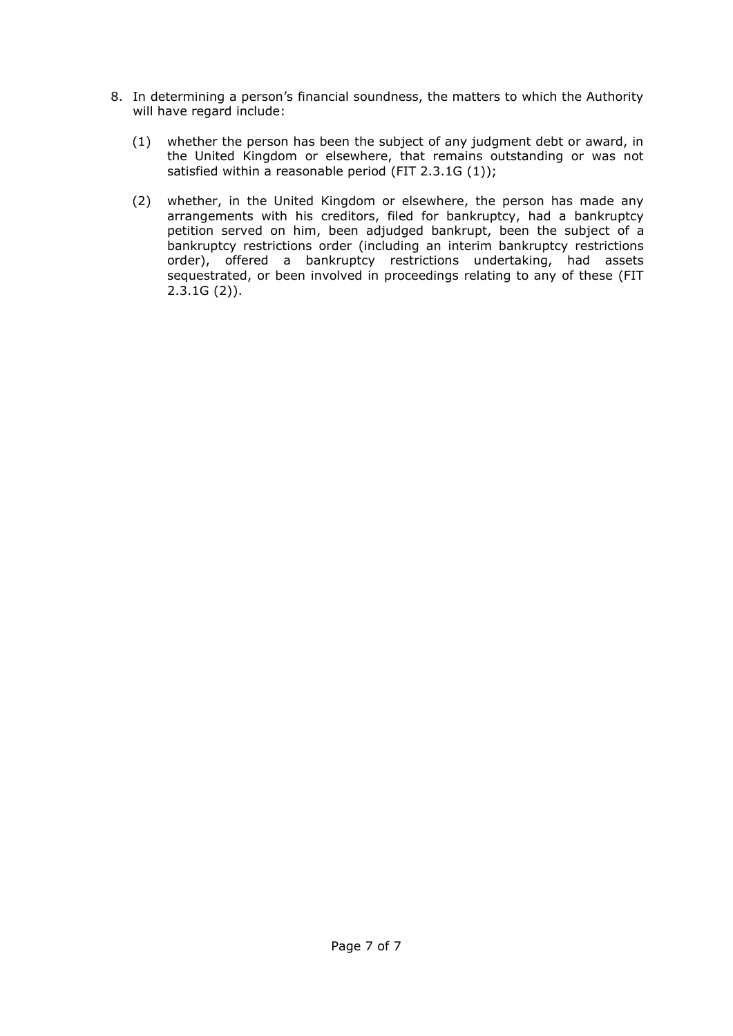8. In determining a person's financial soundness, the matters to which the Authority will have regard include:

   (1) whether the person has been the subject of any judgment debt or award, in the United Kingdom or elsewhere, that remains outstanding or was not satisfied within a reasonable period (FIT 2.3.1G (1));

   (2) whether, in the United Kingdom or elsewhere, the person has made any arrangements with his creditors, filed for bankruptcy, had a bankruptcy petition served on him, been adjudged bankrupt, been the subject of a bankruptcy restrictions order (including an interim bankruptcy restrictions order), offered a bankruptcy restrictions undertaking, had assets sequestrated, or been involved in proceedings relating to any of these (FIT 2.3.1G (2)).